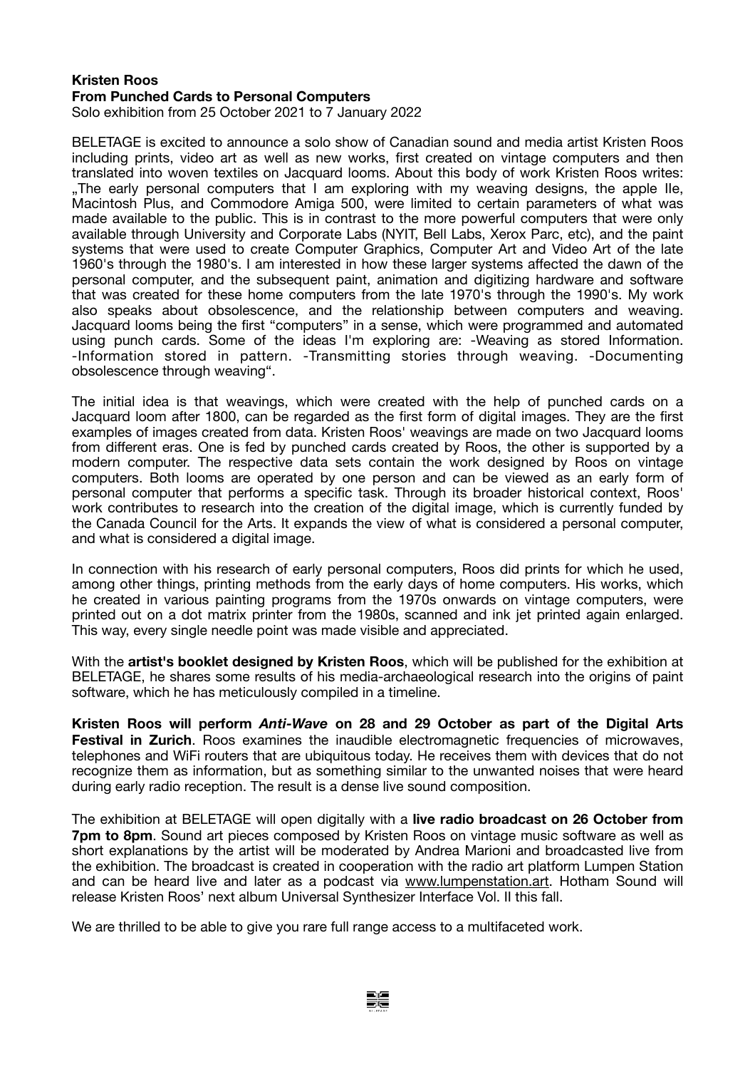**Kristen Roos**
**From Punched Cards to Personal Computers**
Solo exhibition from 25 October 2021 to 7 January 2022

BELETAGE is excited to announce a solo show of Canadian sound and media artist Kristen Roos including prints, video art as well as new works, first created on vintage computers and then translated into woven textiles on Jacquard looms. About this body of work Kristen Roos writes: „The early personal computers that I am exploring with my weaving designs, the apple IIe, Macintosh Plus, and Commodore Amiga 500, were limited to certain parameters of what was made available to the public. This is in contrast to the more powerful computers that were only available through University and Corporate Labs (NYIT, Bell Labs, Xerox Parc, etc), and the paint systems that were used to create Computer Graphics, Computer Art and Video Art of the late 1960's through the 1980's. I am interested in how these larger systems affected the dawn of the personal computer, and the subsequent paint, animation and digitizing hardware and software that was created for these home computers from the late 1970's through the 1990's. My work also speaks about obsolescence, and the relationship between computers and weaving. Jacquard looms being the first "computers" in a sense, which were programmed and automated using punch cards. Some of the ideas I'm exploring are: -Weaving as stored Information. -Information stored in pattern. -Transmitting stories through weaving. -Documenting obsolescence through weaving".

The initial idea is that weavings, which were created with the help of punched cards on a Jacquard loom after 1800, can be regarded as the first form of digital images. They are the first examples of images created from data. Kristen Roos' weavings are made on two Jacquard looms from different eras. One is fed by punched cards created by Roos, the other is supported by a modern computer. The respective data sets contain the work designed by Roos on vintage computers. Both looms are operated by one person and can be viewed as an early form of personal computer that performs a specific task. Through its broader historical context, Roos' work contributes to research into the creation of the digital image, which is currently funded by the Canada Council for the Arts. It expands the view of what is considered a personal computer, and what is considered a digital image.

In connection with his research of early personal computers, Roos did prints for which he used, among other things, printing methods from the early days of home computers. His works, which he created in various painting programs from the 1970s onwards on vintage computers, were printed out on a dot matrix printer from the 1980s, scanned and ink jet printed again enlarged. This way, every single needle point was made visible and appreciated.

With the **artist's booklet designed by Kristen Roos**, which will be published for the exhibition at BELETAGE, he shares some results of his media-archaeological research into the origins of paint software, which he has meticulously compiled in a timeline.

**Kristen Roos will perform *Anti-Wave* on 28 and 29 October as part of the Digital Arts Festival in Zurich**. Roos examines the inaudible electromagnetic frequencies of microwaves, telephones and WiFi routers that are ubiquitous today. He receives them with devices that do not recognize them as information, but as something similar to the unwanted noises that were heard during early radio reception. The result is a dense live sound composition.

The exhibition at BELETAGE will open digitally with a **live radio broadcast on 26 October from 7pm to 8pm**. Sound art pieces composed by Kristen Roos on vintage music software as well as short explanations by the artist will be moderated by Andrea Marioni and broadcasted live from the exhibition. The broadcast is created in cooperation with the radio art platform Lumpen Station and can be heard live and later as a podcast via www.lumpenstation.art. Hotham Sound will release Kristen Roos' next album Universal Synthesizer Interface Vol. II this fall.

We are thrilled to be able to give you rare full range access to a multifaceted work.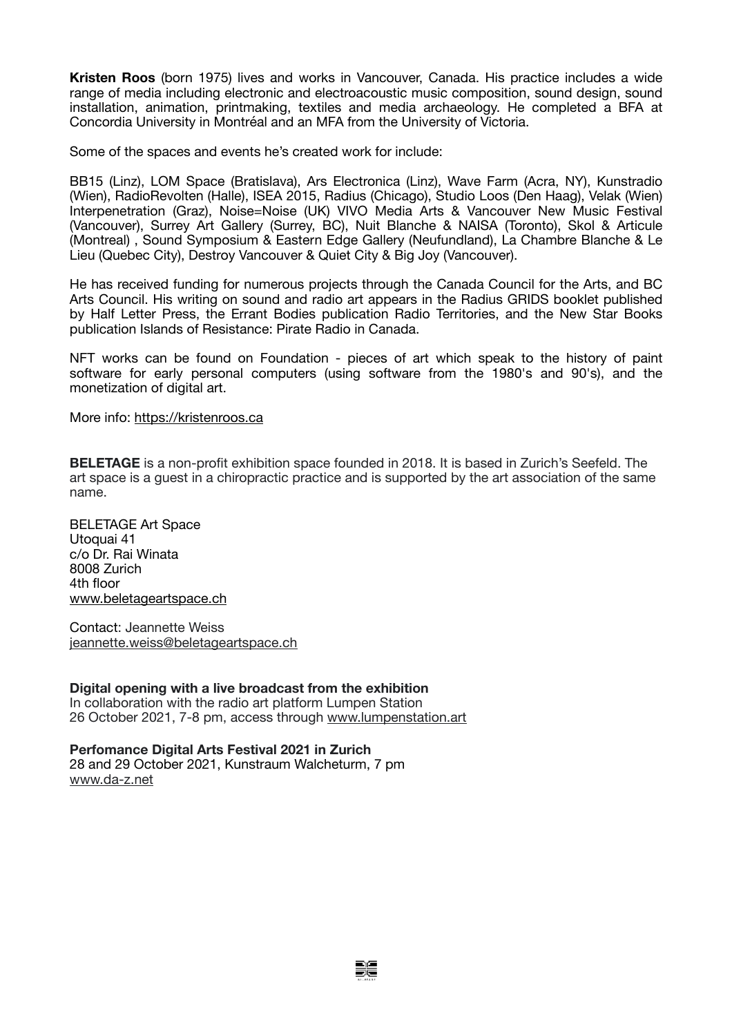**Kristen Roos** (born 1975) lives and works in Vancouver, Canada. His practice includes a wide range of media including electronic and electroacoustic music composition, sound design, sound installation, animation, printmaking, textiles and media archaeology. He completed a BFA at Concordia University in Montréal and an MFA from the University of Victoria.

Some of the spaces and events he's created work for include:

BB15 (Linz), LOM Space (Bratislava), Ars Electronica (Linz), Wave Farm (Acra, NY), Kunstradio (Wien), RadioRevolten (Halle), ISEA 2015, Radius (Chicago), Studio Loos (Den Haag), Velak (Wien) Interpenetration (Graz), Noise=Noise (UK) VIVO Media Arts & Vancouver New Music Festival (Vancouver), Surrey Art Gallery (Surrey, BC), Nuit Blanche & NAISA (Toronto), Skol & Articule (Montreal) , Sound Symposium & Eastern Edge Gallery (Neufundland), La Chambre Blanche & Le Lieu (Quebec City), Destroy Vancouver & Quiet City & Big Joy (Vancouver).

He has received funding for numerous projects through the Canada Council for the Arts, and BC Arts Council. His writing on sound and radio art appears in the Radius GRIDS booklet published by Half Letter Press, the Errant Bodies publication Radio Territories, and the New Star Books publication Islands of Resistance: Pirate Radio in Canada.

NFT works can be found on Foundation - pieces of art which speak to the history of paint software for early personal computers (using software from the 1980's and 90's), and the monetization of digital art.

More info: https://kristenroos.ca

**BELETAGE** is a non-profit exhibition space founded in 2018. It is based in Zurich's Seefeld. The art space is a guest in a chiropractic practice and is supported by the art association of the same name.

BELETAGE Art Space
Utoquai 41
c/o Dr. Rai Winata
8008 Zurich
4th floor
www.beletageartspace.ch

Contact: Jeannette Weiss
jeannette.weiss@beletageartspace.ch

**Digital opening with a live broadcast from the exhibition**
In collaboration with the radio art platform Lumpen Station
26 October 2021, 7-8 pm, access through www.lumpenstation.art

**Perfomance Digital Arts Festival 2021 in Zurich**
28 and 29 October 2021, Kunstraum Walcheturm, 7 pm
www.da-z.net